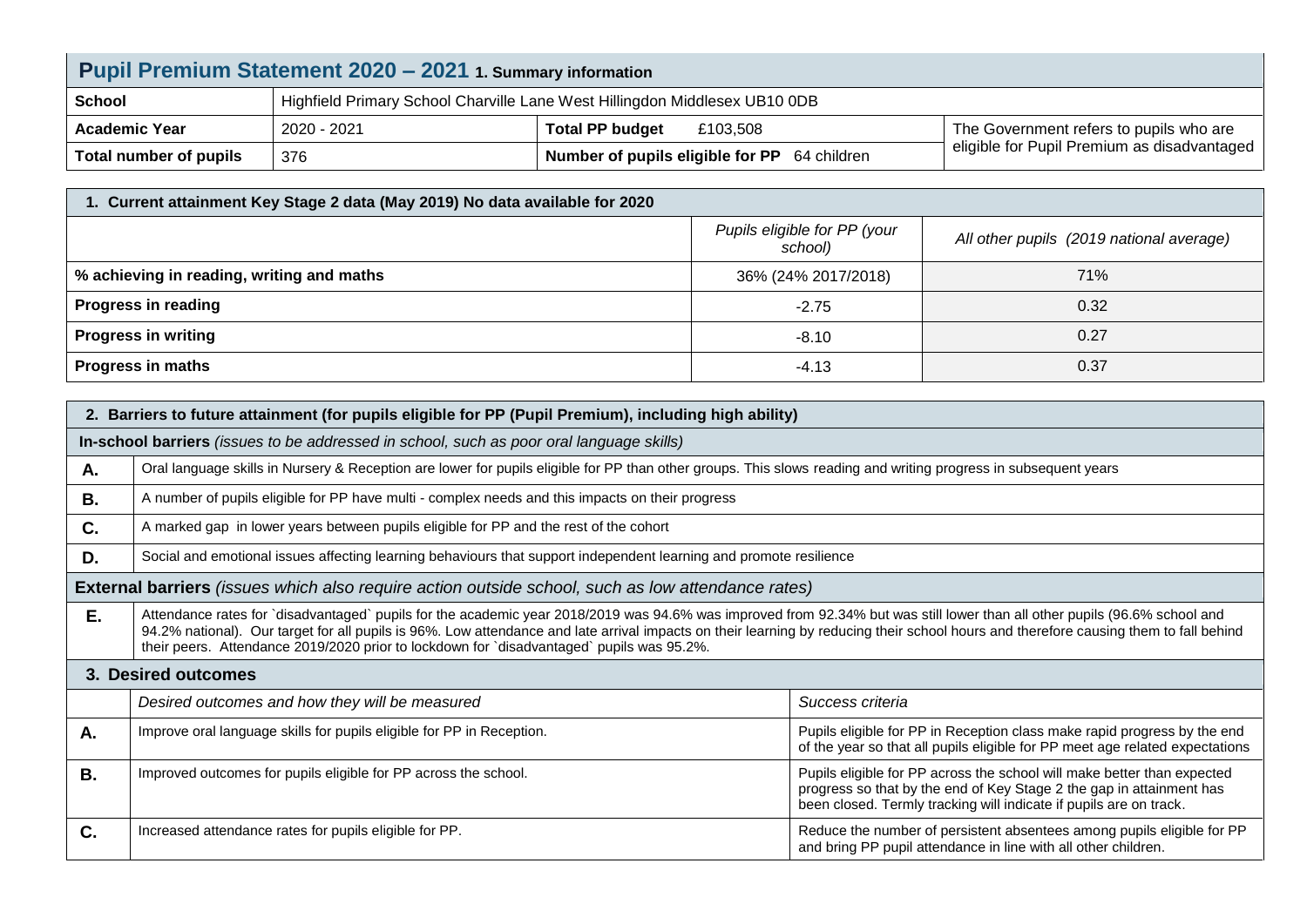# Pupil Premium Statement 2020 – 2021 1. Summary information

| School | Highfield Primary School Charville Lane West Hillingdon Middlesex UB10 0DB | | |
|---|---|---|---|
| Academic Year | 2020 - 2021 | **Total PP budget** £103,508 | The Government refers to pupils who are eligible for Pupil Premium as disadvantaged |
| Total number of pupils | 376 | **Number of pupils eligible for PP** 64 children | |

## 1. Current attainment Key Stage 2 data (May 2019) No data available for 2020

| | *Pupils eligible for PP (your school)* | *All other pupils (2019 national average)* |
|---|---|---|
| **% achieving in reading, writing and maths** | 36% (24% 2017/2018) | 71% |
| **Progress in reading** | -2.75 | 0.32 |
| **Progress in writing** | -8.10 | 0.27 |
| **Progress in maths** | -4.13 | 0.37 |

## 2. Barriers to future attainment (for pupils eligible for PP (Pupil Premium), including high ability)

**In-school barriers** *(issues to be addressed in school, such as poor oral language skills)*

| | |
|---|---|
| **A.** | Oral language skills in Nursery & Reception are lower for pupils eligible for PP than other groups. This slows reading and writing progress in subsequent years |
| **B.** | A number of pupils eligible for PP have multi - complex needs and this impacts on their progress |
| **C.** | A marked gap in lower years between pupils eligible for PP and the rest of the cohort |
| **D.** | Social and emotional issues affecting learning behaviours that support independent learning and promote resilience |

**External barriers** *(issues which also require action outside school, such as low attendance rates)*

| | |
|---|---|
| **E.** | Attendance rates for `disadvantaged` pupils for the academic year 2018/2019 was 94.6% was improved from 92.34% but was still lower than all other pupils (96.6% school and 94.2% national). Our target for all pupils is 96%. Low attendance and late arrival impacts on their learning by reducing their school hours and therefore causing them to fall behind their peers. Attendance 2019/2020 prior to lockdown for `disadvantaged` pupils was 95.2%. |

## 3. Desired outcomes

| | *Desired outcomes and how they will be measured* | *Success criteria* |
|---|---|---|
| **A.** | Improve oral language skills for pupils eligible for PP in Reception. | Pupils eligible for PP in Reception class make rapid progress by the end of the year so that all pupils eligible for PP meet age related expectations |
| **B.** | Improved outcomes for pupils eligible for PP across the school. | Pupils eligible for PP across the school will make better than expected progress so that by the end of Key Stage 2 the gap in attainment has been closed. Termly tracking will indicate if pupils are on track. |
| **C.** | Increased attendance rates for pupils eligible for PP. | Reduce the number of persistent absentees among pupils eligible for PP and bring PP pupil attendance in line with all other children. |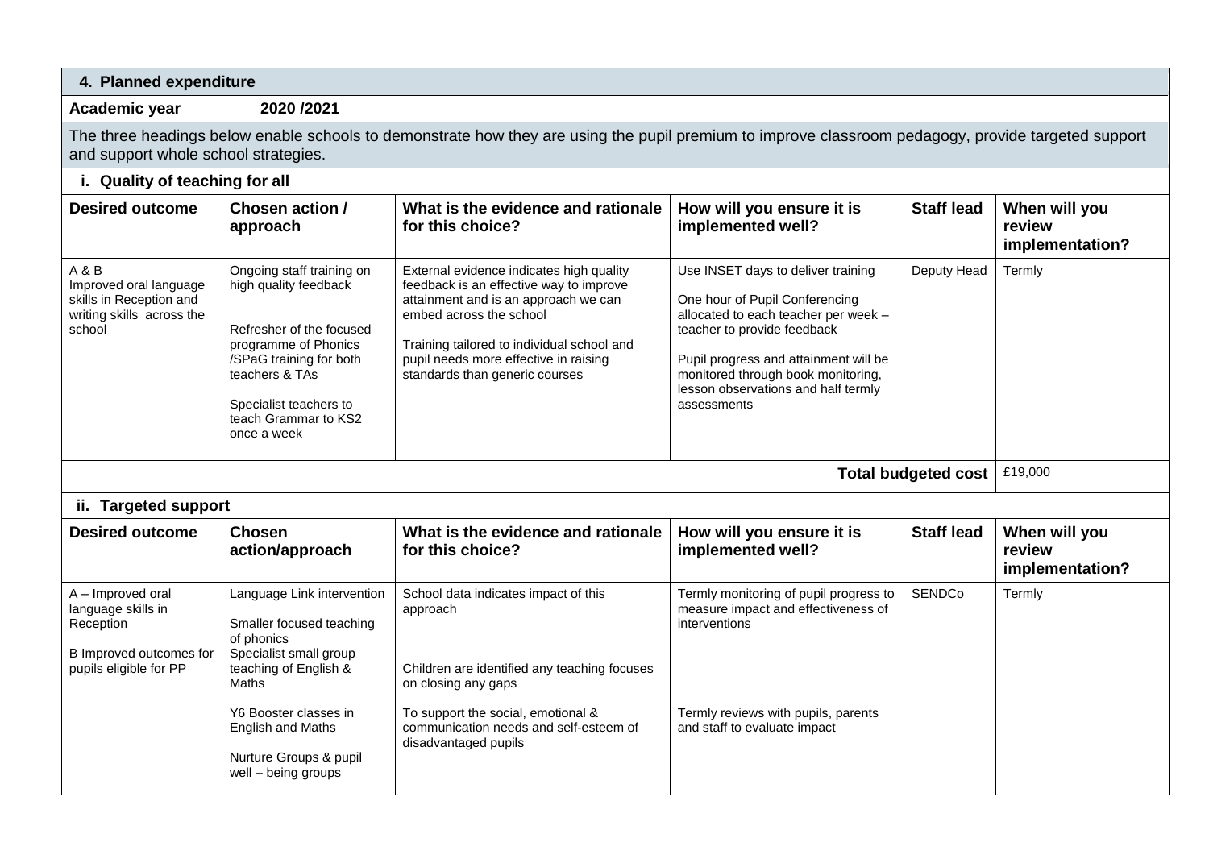## 4. Planned expenditure

**Academic year** | **2020 /2021**

The three headings below enable schools to demonstrate how they are using the pupil premium to improve classroom pedagogy, provide targeted support and support whole school strategies.

### i. Quality of teaching for all

| Desired outcome | Chosen action / approach | What is the evidence and rationale for this choice? | How will you ensure it is implemented well? | Staff lead | When will you review implementation? |
|---|---|---|---|---|---|
| A & B<br>Improved oral language skills in Reception and writing skills across the school | Ongoing staff training on high quality feedback<br><br>Refresher of the focused programme of Phonics /SPaG training for both teachers & TAs<br><br>Specialist teachers to teach Grammar to KS2 once a week | External evidence indicates high quality feedback is an effective way to improve attainment and is an approach we can embed across the school<br><br>Training tailored to individual school and pupil needs more effective in raising standards than generic courses | Use INSET days to deliver training<br><br>One hour of Pupil Conferencing allocated to each teacher per week – teacher to provide feedback<br><br>Pupil progress and attainment will be monitored through book monitoring, lesson observations and half termly assessments | Deputy Head | Termly |
| | | | | **Total budgeted cost** | £19,000 |

### ii. Targeted support

| Desired outcome | Chosen action/approach | What is the evidence and rationale for this choice? | How will you ensure it is implemented well? | Staff lead | When will you review implementation? |
|---|---|---|---|---|---|
| A – Improved oral language skills in Reception<br><br>B Improved outcomes for pupils eligible for PP | Language Link intervention<br><br>Smaller focused teaching of phonics<br>Specialist small group teaching of English & Maths<br><br>Y6 Booster classes in English and Maths<br><br>Nurture Groups & pupil well – being groups | School data indicates impact of this approach<br><br>Children are identified any teaching focuses on closing any gaps<br><br>To support the social, emotional & communication needs and self-esteem of disadvantaged pupils | Termly monitoring of pupil progress to measure impact and effectiveness of interventions<br><br>Termly reviews with pupils, parents and staff to evaluate impact | SENDCo | Termly |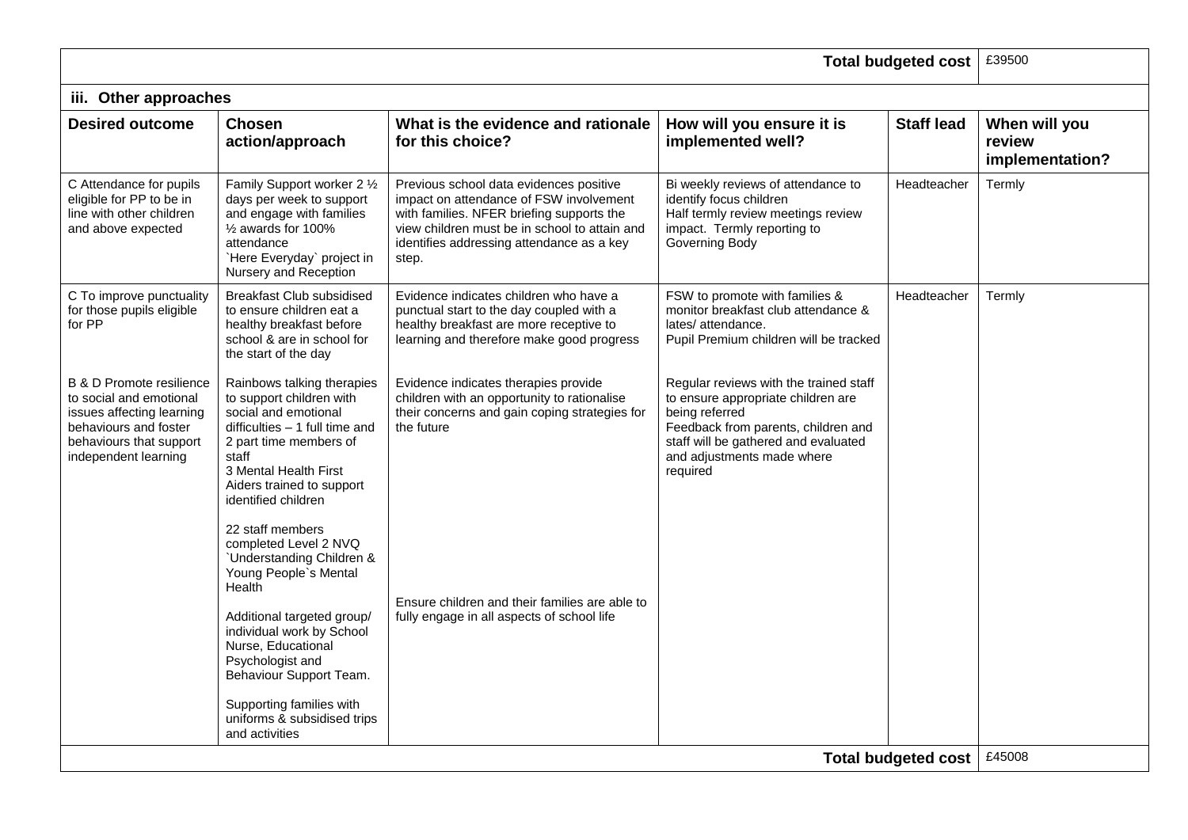| | |
|---|---|
| **Total budgeted cost** | £39500 |

**iii. Other approaches**

| Desired outcome | Chosen action/approach | What is the evidence and rationale for this choice? | How will you ensure it is implemented well? | Staff lead | When will you review implementation? |
|---|---|---|---|---|---|
| C Attendance for pupils eligible for PP to be in line with other children and above expected | Family Support worker 2 ½ days per week to support and engage with families<br>½ awards for 100% attendance<br>`Here Everyday` project in Nursery and Reception | Previous school data evidences positive impact on attendance of FSW involvement with families. NFER briefing supports the view children must be in school to attain and identifies addressing attendance as a key step. | Bi weekly reviews of attendance to identify focus children<br>Half termly review meetings review impact. Termly reporting to Governing Body | Headteacher | Termly |
| C To improve punctuality for those pupils eligible for PP | Breakfast Club subsidised to ensure children eat a healthy breakfast before school & are in school for the start of the day | Evidence indicates children who have a punctual start to the day coupled with a healthy breakfast are more receptive to learning and therefore make good progress | FSW to promote with families & monitor breakfast club attendance & lates/ attendance.<br>Pupil Premium children will be tracked | Headteacher | Termly |
| B & D Promote resilience to social and emotional issues affecting learning behaviours and foster behaviours that support independent learning | Rainbows talking therapies to support children with social and emotional difficulties – 1 full time and 2 part time members of staff<br>3 Mental Health First Aiders trained to support identified children<br><br>22 staff members completed Level 2 NVQ `Understanding Children & Young People`s Mental Health<br><br>Additional targeted group/ individual work by School Nurse, Educational Psychologist and Behaviour Support Team.<br><br>Supporting families with uniforms & subsidised trips and activities | Evidence indicates therapies provide children with an opportunity to rationalise their concerns and gain coping strategies for the future<br><br>Ensure children and their families are able to fully engage in all aspects of school life | Regular reviews with the trained staff to ensure appropriate children are being referred<br>Feedback from parents, children and staff will be gathered and evaluated and adjustments made where required | | |
| | | | | **Total budgeted cost** | £45008 |